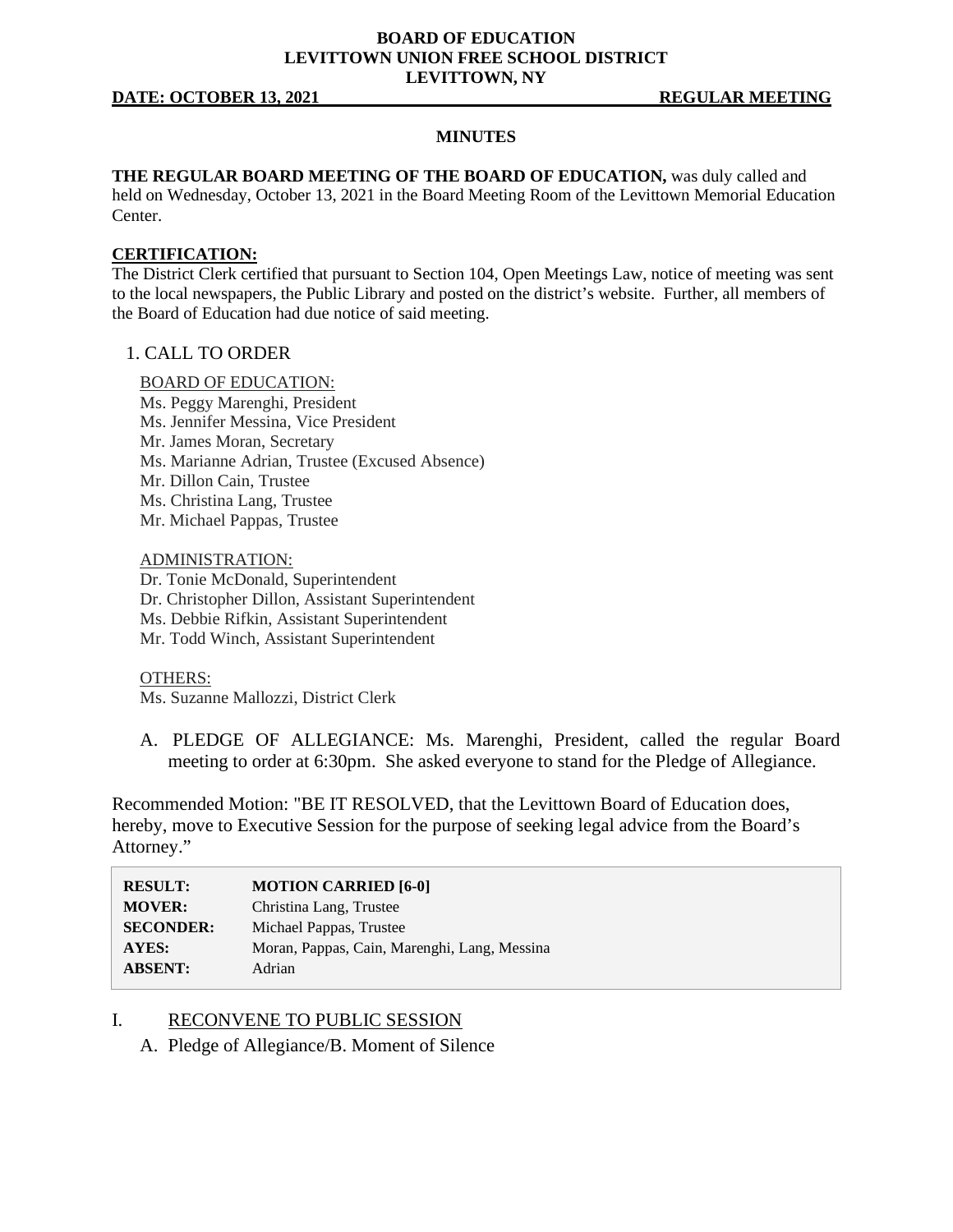**BOARD OF EDUCATION**
**LEVITTOWN UNION FREE SCHOOL DISTRICT**
**LEVITTOWN, NY**

**DATE: OCTOBER 13, 2021** **REGULAR MEETING**

**MINUTES**

**THE REGULAR BOARD MEETING OF THE BOARD OF EDUCATION,** was duly called and held on Wednesday, October 13, 2021 in the Board Meeting Room of the Levittown Memorial Education Center.

**CERTIFICATION:**
The District Clerk certified that pursuant to Section 104, Open Meetings Law, notice of meeting was sent to the local newspapers, the Public Library and posted on the district's website. Further, all members of the Board of Education had due notice of said meeting.

1. CALL TO ORDER

BOARD OF EDUCATION:
Ms. Peggy Marenghi, President
Ms. Jennifer Messina, Vice President
Mr. James Moran, Secretary
Ms. Marianne Adrian, Trustee (Excused Absence)
Mr. Dillon Cain, Trustee
Ms. Christina Lang, Trustee
Mr. Michael Pappas, Trustee

ADMINISTRATION:
Dr. Tonie McDonald, Superintendent
Dr. Christopher Dillon, Assistant Superintendent
Ms. Debbie Rifkin, Assistant Superintendent
Mr. Todd Winch, Assistant Superintendent

OTHERS:
Ms. Suzanne Mallozzi, District Clerk

A. PLEDGE OF ALLEGIANCE: Ms. Marenghi, President, called the regular Board meeting to order at 6:30pm. She asked everyone to stand for the Pledge of Allegiance.

Recommended Motion: "BE IT RESOLVED, that the Levittown Board of Education does, hereby, move to Executive Session for the purpose of seeking legal advice from the Board's Attorney."

| | |
|---|---|
| **RESULT:** | **MOTION CARRIED [6-0]** |
| **MOVER:** | Christina Lang, Trustee |
| **SECONDER:** | Michael Pappas, Trustee |
| **AYES:** | Moran, Pappas, Cain, Marenghi, Lang, Messina |
| **ABSENT:** | Adrian |

I. RECONVENE TO PUBLIC SESSION

A. Pledge of Allegiance/B. Moment of Silence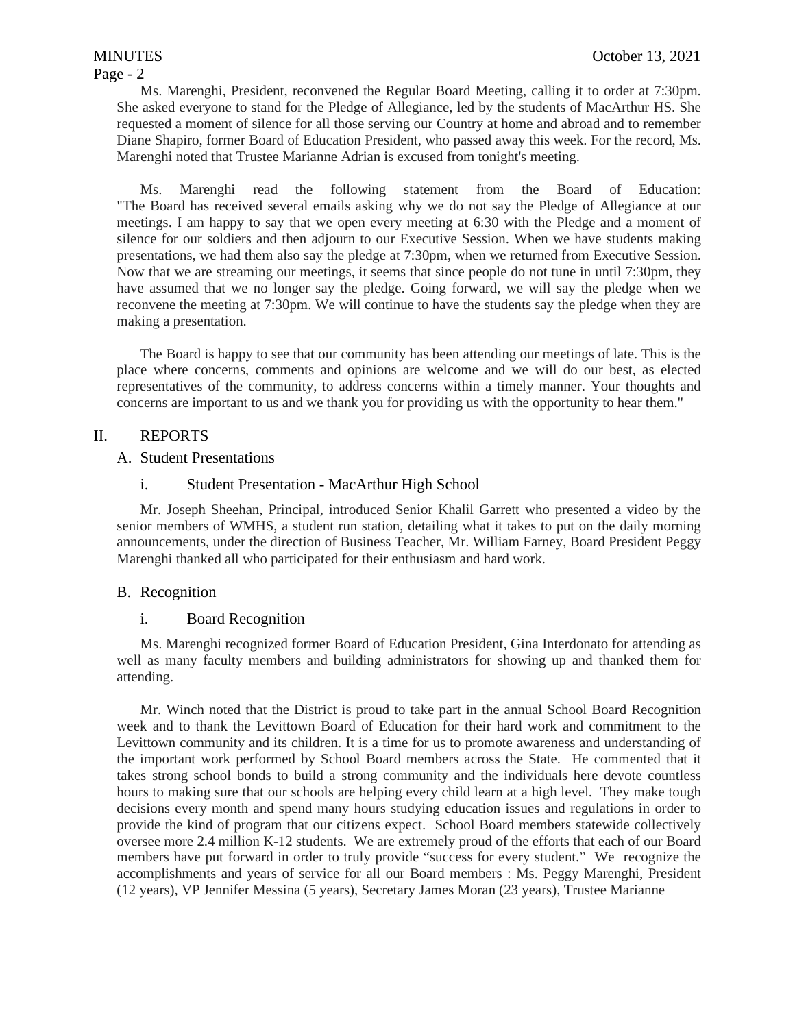Ms. Marenghi, President, reconvened the Regular Board Meeting, calling it to order at 7:30pm. She asked everyone to stand for the Pledge of Allegiance, led by the students of MacArthur HS. She requested a moment of silence for all those serving our Country at home and abroad and to remember Diane Shapiro, former Board of Education President, who passed away this week. For the record, Ms. Marenghi noted that Trustee Marianne Adrian is excused from tonight's meeting.

Ms. Marenghi read the following statement from the Board of Education: "The Board has received several emails asking why we do not say the Pledge of Allegiance at our meetings. I am happy to say that we open every meeting at 6:30 with the Pledge and a moment of silence for our soldiers and then adjourn to our Executive Session. When we have students making presentations, we had them also say the pledge at 7:30pm, when we returned from Executive Session. Now that we are streaming our meetings, it seems that since people do not tune in until 7:30pm, they have assumed that we no longer say the pledge. Going forward, we will say the pledge when we reconvene the meeting at 7:30pm. We will continue to have the students say the pledge when they are making a presentation.

The Board is happy to see that our community has been attending our meetings of late. This is the place where concerns, comments and opinions are welcome and we will do our best, as elected representatives of the community, to address concerns within a timely manner. Your thoughts and concerns are important to us and we thank you for providing us with the opportunity to hear them."

## II. REPORTS

### A. Student Presentations

#### i. Student Presentation - MacArthur High School

Mr. Joseph Sheehan, Principal, introduced Senior Khalil Garrett who presented a video by the senior members of WMHS, a student run station, detailing what it takes to put on the daily morning announcements, under the direction of Business Teacher, Mr. William Farney, Board President Peggy Marenghi thanked all who participated for their enthusiasm and hard work.

### B. Recognition

#### i. Board Recognition

Ms. Marenghi recognized former Board of Education President, Gina Interdonato for attending as well as many faculty members and building administrators for showing up and thanked them for attending.

Mr. Winch noted that the District is proud to take part in the annual School Board Recognition week and to thank the Levittown Board of Education for their hard work and commitment to the Levittown community and its children. It is a time for us to promote awareness and understanding of the important work performed by School Board members across the State. He commented that it takes strong school bonds to build a strong community and the individuals here devote countless hours to making sure that our schools are helping every child learn at a high level. They make tough decisions every month and spend many hours studying education issues and regulations in order to provide the kind of program that our citizens expect. School Board members statewide collectively oversee more 2.4 million K-12 students. We are extremely proud of the efforts that each of our Board members have put forward in order to truly provide "success for every student." We recognize the accomplishments and years of service for all our Board members : Ms. Peggy Marenghi, President (12 years), VP Jennifer Messina (5 years), Secretary James Moran (23 years), Trustee Marianne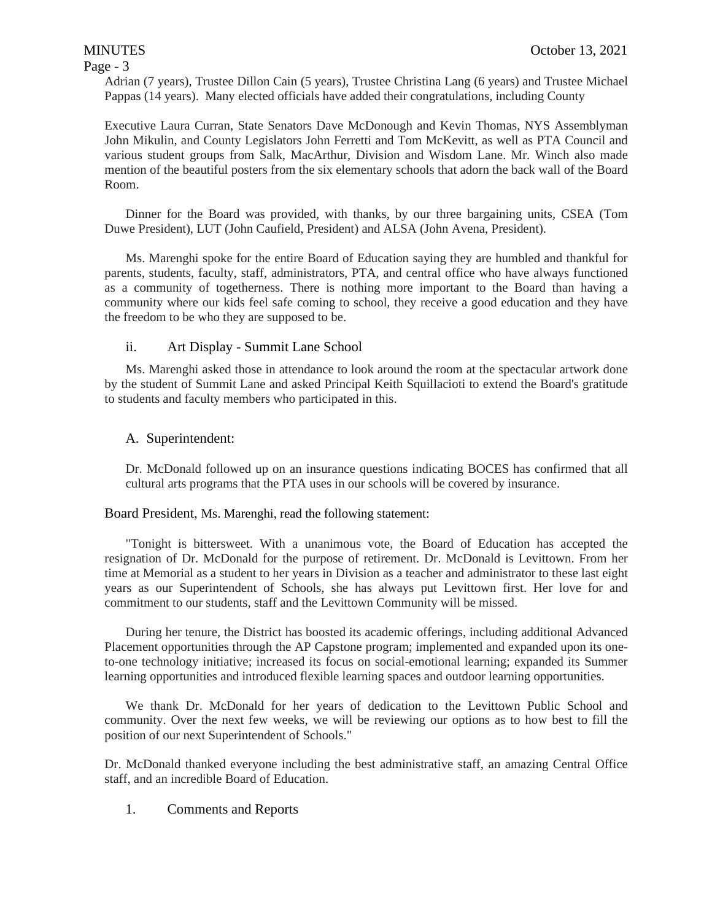Adrian (7 years), Trustee Dillon Cain (5 years), Trustee Christina Lang (6 years) and Trustee Michael Pappas (14 years). Many elected officials have added their congratulations, including County

Executive Laura Curran, State Senators Dave McDonough and Kevin Thomas, NYS Assemblyman John Mikulin, and County Legislators John Ferretti and Tom McKevitt, as well as PTA Council and various student groups from Salk, MacArthur, Division and Wisdom Lane. Mr. Winch also made mention of the beautiful posters from the six elementary schools that adorn the back wall of the Board Room.

Dinner for the Board was provided, with thanks, by our three bargaining units, CSEA (Tom Duwe President), LUT (John Caufield, President) and ALSA (John Avena, President).

Ms. Marenghi spoke for the entire Board of Education saying they are humbled and thankful for parents, students, faculty, staff, administrators, PTA, and central office who have always functioned as a community of togetherness. There is nothing more important to the Board than having a community where our kids feel safe coming to school, they receive a good education and they have the freedom to be who they are supposed to be.

ii. Art Display - Summit Lane School

Ms. Marenghi asked those in attendance to look around the room at the spectacular artwork done by the student of Summit Lane and asked Principal Keith Squillacioti to extend the Board's gratitude to students and faculty members who participated in this.

A. Superintendent:

Dr. McDonald followed up on an insurance questions indicating BOCES has confirmed that all cultural arts programs that the PTA uses in our schools will be covered by insurance.

Board President, Ms. Marenghi, read the following statement:

"Tonight is bittersweet. With a unanimous vote, the Board of Education has accepted the resignation of Dr. McDonald for the purpose of retirement. Dr. McDonald is Levittown. From her time at Memorial as a student to her years in Division as a teacher and administrator to these last eight years as our Superintendent of Schools, she has always put Levittown first. Her love for and commitment to our students, staff and the Levittown Community will be missed.

During her tenure, the District has boosted its academic offerings, including additional Advanced Placement opportunities through the AP Capstone program; implemented and expanded upon its one-to-one technology initiative; increased its focus on social-emotional learning; expanded its Summer learning opportunities and introduced flexible learning spaces and outdoor learning opportunities.

We thank Dr. McDonald for her years of dedication to the Levittown Public School and community. Over the next few weeks, we will be reviewing our options as to how best to fill the position of our next Superintendent of Schools."

Dr. McDonald thanked everyone including the best administrative staff, an amazing Central Office staff, and an incredible Board of Education.

1. Comments and Reports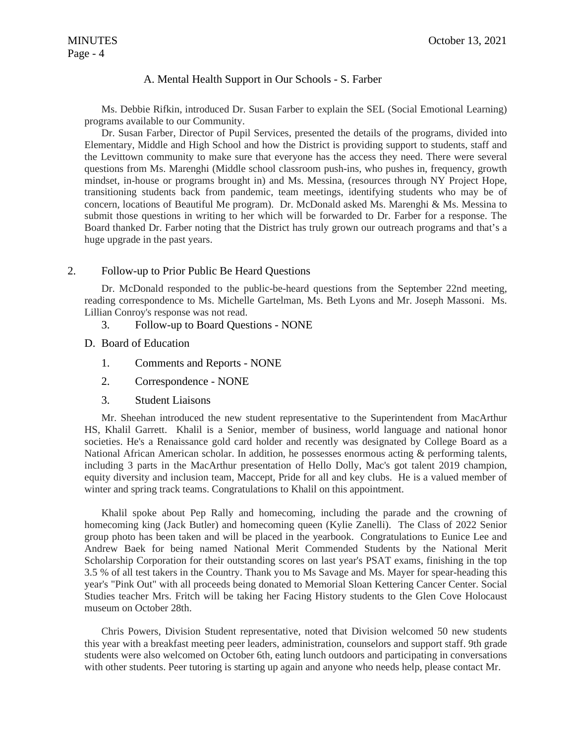### A. Mental Health Support in Our Schools - S. Farber

Ms. Debbie Rifkin, introduced Dr. Susan Farber to explain the SEL (Social Emotional Learning) programs available to our Community.

Dr. Susan Farber, Director of Pupil Services, presented the details of the programs, divided into Elementary, Middle and High School and how the District is providing support to students, staff and the Levittown community to make sure that everyone has the access they need. There were several questions from Ms. Marenghi (Middle school classroom push-ins, who pushes in, frequency, growth mindset, in-house or programs brought in) and Ms. Messina, (resources through NY Project Hope, transitioning students back from pandemic, team meetings, identifying students who may be of concern, locations of Beautiful Me program). Dr. McDonald asked Ms. Marenghi & Ms. Messina to submit those questions in writing to her which will be forwarded to Dr. Farber for a response. The Board thanked Dr. Farber noting that the District has truly grown our outreach programs and that's a huge upgrade in the past years.

2. Follow-up to Prior Public Be Heard Questions

Dr. McDonald responded to the public-be-heard questions from the September 22nd meeting, reading correspondence to Ms. Michelle Gartelman, Ms. Beth Lyons and Mr. Joseph Massoni. Ms. Lillian Conroy's response was not read.

3. Follow-up to Board Questions - NONE

D. Board of Education

1. Comments and Reports - NONE

2. Correspondence - NONE

3. Student Liaisons

Mr. Sheehan introduced the new student representative to the Superintendent from MacArthur HS, Khalil Garrett. Khalil is a Senior, member of business, world language and national honor societies. He's a Renaissance gold card holder and recently was designated by College Board as a National African American scholar. In addition, he possesses enormous acting & performing talents, including 3 parts in the MacArthur presentation of Hello Dolly, Mac's got talent 2019 champion, equity diversity and inclusion team, Maccept, Pride for all and key clubs. He is a valued member of winter and spring track teams. Congratulations to Khalil on this appointment.

Khalil spoke about Pep Rally and homecoming, including the parade and the crowning of homecoming king (Jack Butler) and homecoming queen (Kylie Zanelli). The Class of 2022 Senior group photo has been taken and will be placed in the yearbook. Congratulations to Eunice Lee and Andrew Baek for being named National Merit Commended Students by the National Merit Scholarship Corporation for their outstanding scores on last year's PSAT exams, finishing in the top 3.5 % of all test takers in the Country. Thank you to Ms Savage and Ms. Mayer for spear-heading this year's "Pink Out" with all proceeds being donated to Memorial Sloan Kettering Cancer Center. Social Studies teacher Mrs. Fritch will be taking her Facing History students to the Glen Cove Holocaust museum on October 28th.

Chris Powers, Division Student representative, noted that Division welcomed 50 new students this year with a breakfast meeting peer leaders, administration, counselors and support staff. 9th grade students were also welcomed on October 6th, eating lunch outdoors and participating in conversations with other students. Peer tutoring is starting up again and anyone who needs help, please contact Mr.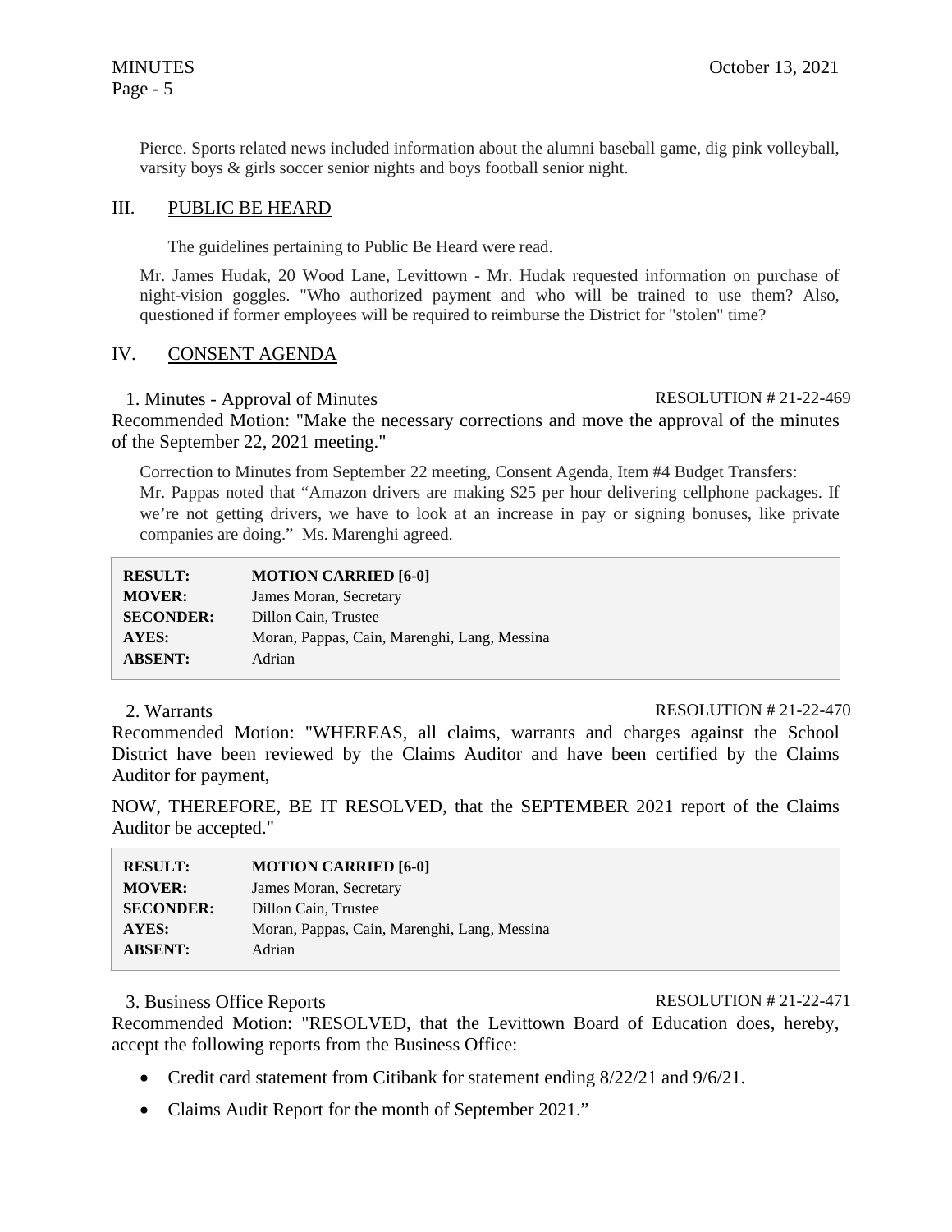Pierce. Sports related news included information about the alumni baseball game, dig pink volleyball, varsity boys & girls soccer senior nights and boys football senior night.

## III. PUBLIC BE HEARD

The guidelines pertaining to Public Be Heard were read.

Mr. James Hudak, 20 Wood Lane, Levittown - Mr. Hudak requested information on purchase of night-vision goggles. "Who authorized payment and who will be trained to use them? Also, questioned if former employees will be required to reimburse the District for "stolen" time?

## IV. CONSENT AGENDA

1. Minutes - Approval of Minutes RESOLUTION # 21-22-469

Recommended Motion: "Make the necessary corrections and move the approval of the minutes of the September 22, 2021 meeting."

Correction to Minutes from September 22 meeting, Consent Agenda, Item #4 Budget Transfers: Mr. Pappas noted that "Amazon drivers are making $25 per hour delivering cellphone packages. If we're not getting drivers, we have to look at an increase in pay or signing bonuses, like private companies are doing." Ms. Marenghi agreed.

| | |
|---|---|
| **RESULT:** | **MOTION CARRIED [6-0]** |
| **MOVER:** | James Moran, Secretary |
| **SECONDER:** | Dillon Cain, Trustee |
| **AYES:** | Moran, Pappas, Cain, Marenghi, Lang, Messina |
| **ABSENT:** | Adrian |

2. Warrants RESOLUTION # 21-22-470

Recommended Motion: "WHEREAS, all claims, warrants and charges against the School District have been reviewed by the Claims Auditor and have been certified by the Claims Auditor for payment,

NOW, THEREFORE, BE IT RESOLVED, that the SEPTEMBER 2021 report of the Claims Auditor be accepted."

| | |
|---|---|
| **RESULT:** | **MOTION CARRIED [6-0]** |
| **MOVER:** | James Moran, Secretary |
| **SECONDER:** | Dillon Cain, Trustee |
| **AYES:** | Moran, Pappas, Cain, Marenghi, Lang, Messina |
| **ABSENT:** | Adrian |

3. Business Office Reports RESOLUTION # 21-22-471

Recommended Motion: "RESOLVED, that the Levittown Board of Education does, hereby, accept the following reports from the Business Office:

- Credit card statement from Citibank for statement ending 8/22/21 and 9/6/21.
- Claims Audit Report for the month of September 2021."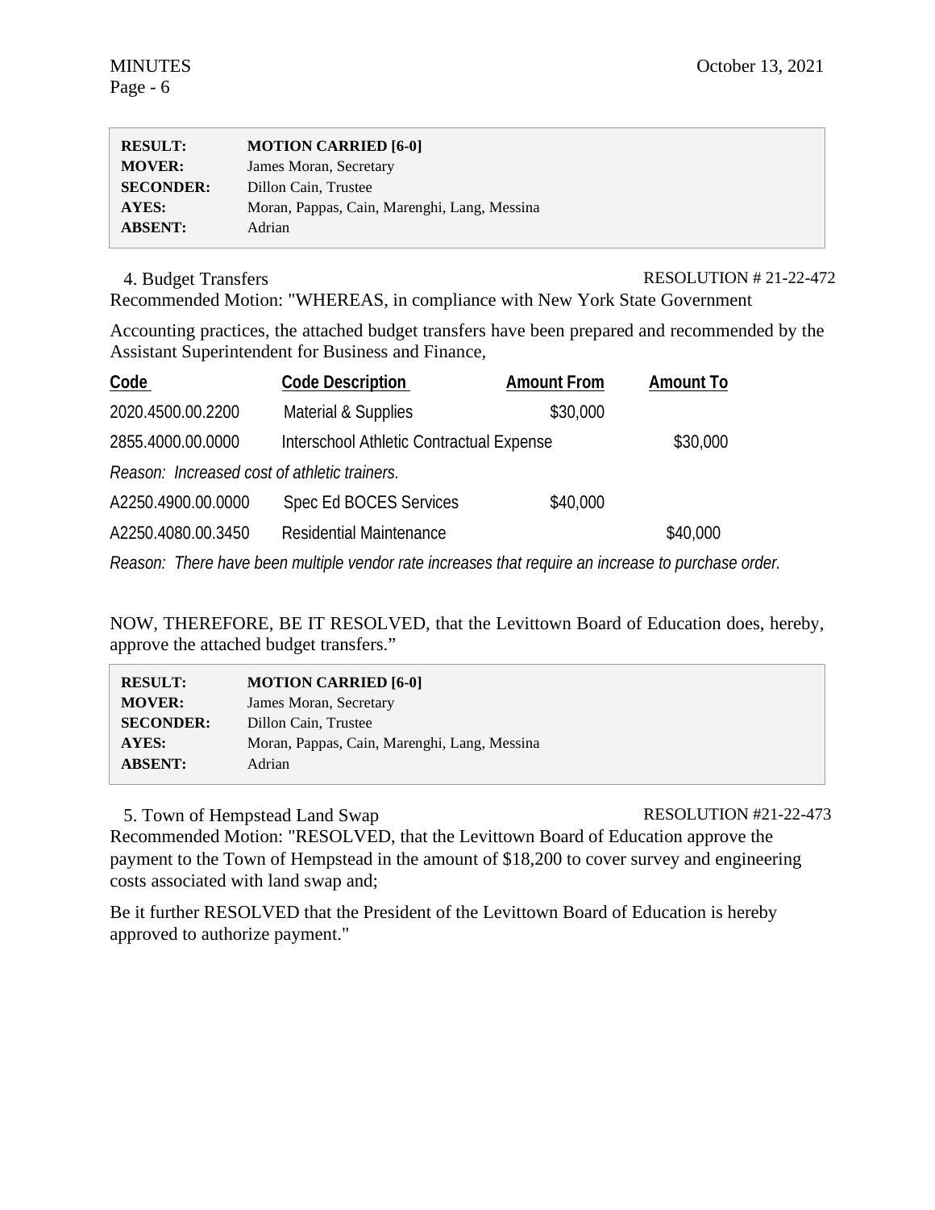| | |
|---|---|
| **RESULT:** | **MOTION CARRIED [6-0]** |
| **MOVER:** | James Moran, Secretary |
| **SECONDER:** | Dillon Cain, Trustee |
| **AYES:** | Moran, Pappas, Cain, Marenghi, Lang, Messina |
| **ABSENT:** | Adrian |

4. Budget Transfers RESOLUTION # 21-22-472

Recommended Motion: "WHEREAS, in compliance with New York State Government

Accounting practices, the attached budget transfers have been prepared and recommended by the Assistant Superintendent for Business and Finance,

| Code | Code Description | Amount From | Amount To |
|---|---|---|---|
| 2020.4500.00.2200 | Material & Supplies | $30,000 | |
| 2855.4000.00.0000 | Interschool Athletic Contractual Expense | | $30,000 |
| *Reason: Increased cost of athletic trainers.* | | | |
| A2250.4900.00.0000 | Spec Ed BOCES Services | $40,000 | |
| A2250.4080.00.3450 | Residential Maintenance | | $40,000 |
| *Reason: There have been multiple vendor rate increases that require an increase to purchase order.* | | | |

NOW, THEREFORE, BE IT RESOLVED, that the Levittown Board of Education does, hereby, approve the attached budget transfers."

| | |
|---|---|
| **RESULT:** | **MOTION CARRIED [6-0]** |
| **MOVER:** | James Moran, Secretary |
| **SECONDER:** | Dillon Cain, Trustee |
| **AYES:** | Moran, Pappas, Cain, Marenghi, Lang, Messina |
| **ABSENT:** | Adrian |

5. Town of Hempstead Land Swap RESOLUTION #21-22-473

Recommended Motion: "RESOLVED, that the Levittown Board of Education approve the payment to the Town of Hempstead in the amount of $18,200 to cover survey and engineering costs associated with land swap and;

Be it further RESOLVED that the President of the Levittown Board of Education is hereby approved to authorize payment."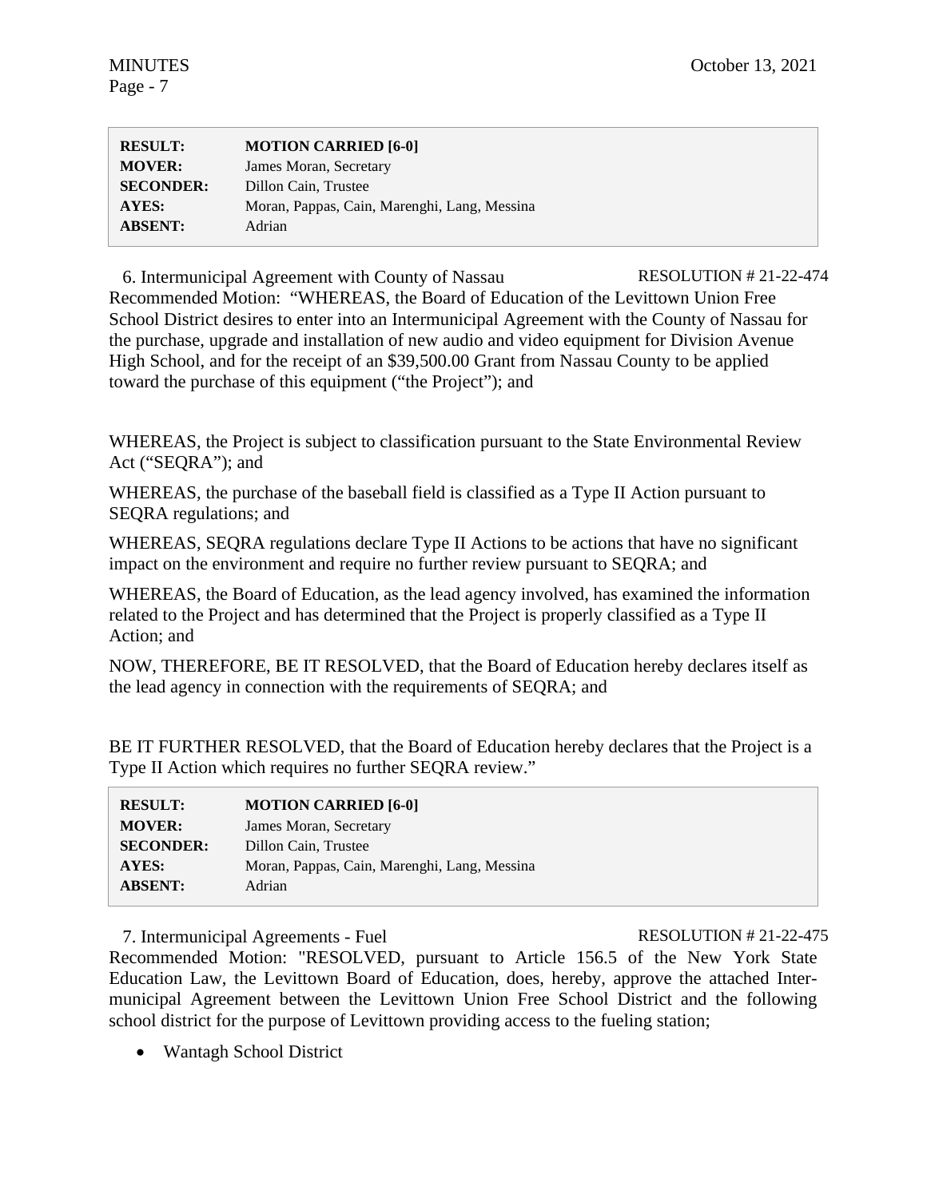| RESULT: | MOTION CARRIED [6-0] |
|---|---|
| MOVER: | James Moran, Secretary |
| SECONDER: | Dillon Cain, Trustee |
| AYES: | Moran, Pappas, Cain, Marenghi, Lang, Messina |
| ABSENT: | Adrian |

6. Intermunicipal Agreement with County of Nassau RESOLUTION # 21-22-474

Recommended Motion: "WHEREAS, the Board of Education of the Levittown Union Free School District desires to enter into an Intermunicipal Agreement with the County of Nassau for the purchase, upgrade and installation of new audio and video equipment for Division Avenue High School, and for the receipt of an $39,500.00 Grant from Nassau County to be applied toward the purchase of this equipment ("the Project"); and

WHEREAS, the Project is subject to classification pursuant to the State Environmental Review Act ("SEQRA"); and

WHEREAS, the purchase of the baseball field is classified as a Type II Action pursuant to SEQRA regulations; and

WHEREAS, SEQRA regulations declare Type II Actions to be actions that have no significant impact on the environment and require no further review pursuant to SEQRA; and

WHEREAS, the Board of Education, as the lead agency involved, has examined the information related to the Project and has determined that the Project is properly classified as a Type II Action; and

NOW, THEREFORE, BE IT RESOLVED, that the Board of Education hereby declares itself as the lead agency in connection with the requirements of SEQRA; and

BE IT FURTHER RESOLVED, that the Board of Education hereby declares that the Project is a Type II Action which requires no further SEQRA review."

| RESULT: | MOTION CARRIED [6-0] |
|---|---|
| MOVER: | James Moran, Secretary |
| SECONDER: | Dillon Cain, Trustee |
| AYES: | Moran, Pappas, Cain, Marenghi, Lang, Messina |
| ABSENT: | Adrian |

7. Intermunicipal Agreements - Fuel RESOLUTION # 21-22-475

Recommended Motion: "RESOLVED, pursuant to Article 156.5 of the New York State Education Law, the Levittown Board of Education, does, hereby, approve the attached Inter-municipal Agreement between the Levittown Union Free School District and the following school district for the purpose of Levittown providing access to the fueling station;

- Wantagh School District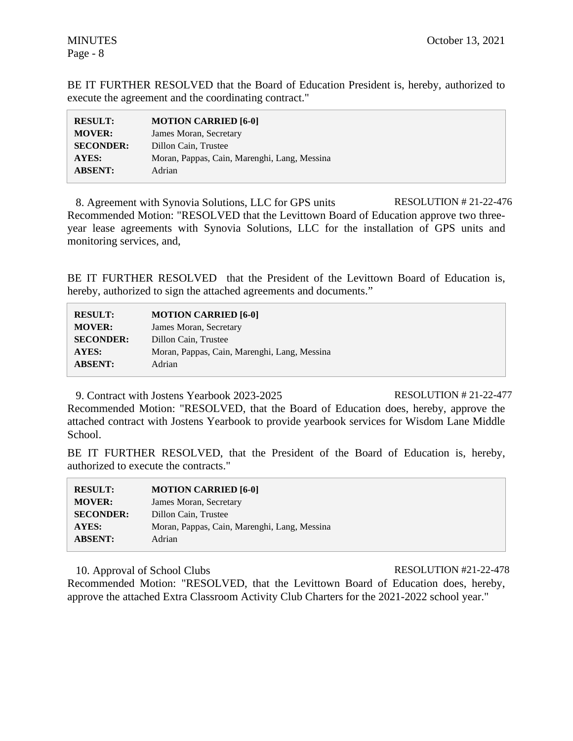BE IT FURTHER RESOLVED that the Board of Education President is, hereby, authorized to execute the agreement and the coordinating contract."

| | |
|---|---|
| **RESULT:** | **MOTION CARRIED [6-0]** |
| **MOVER:** | James Moran, Secretary |
| **SECONDER:** | Dillon Cain, Trustee |
| **AYES:** | Moran, Pappas, Cain, Marenghi, Lang, Messina |
| **ABSENT:** | Adrian |

8. Agreement with Synovia Solutions, LLC for GPS units RESOLUTION # 21-22-476

Recommended Motion: "RESOLVED that the Levittown Board of Education approve two three-year lease agreements with Synovia Solutions, LLC for the installation of GPS units and monitoring services, and,

BE IT FURTHER RESOLVED that the President of the Levittown Board of Education is, hereby, authorized to sign the attached agreements and documents."

| | |
|---|---|
| **RESULT:** | **MOTION CARRIED [6-0]** |
| **MOVER:** | James Moran, Secretary |
| **SECONDER:** | Dillon Cain, Trustee |
| **AYES:** | Moran, Pappas, Cain, Marenghi, Lang, Messina |
| **ABSENT:** | Adrian |

9. Contract with Jostens Yearbook 2023-2025 RESOLUTION # 21-22-477

Recommended Motion: "RESOLVED, that the Board of Education does, hereby, approve the attached contract with Jostens Yearbook to provide yearbook services for Wisdom Lane Middle School.

BE IT FURTHER RESOLVED, that the President of the Board of Education is, hereby, authorized to execute the contracts."

| | |
|---|---|
| **RESULT:** | **MOTION CARRIED [6-0]** |
| **MOVER:** | James Moran, Secretary |
| **SECONDER:** | Dillon Cain, Trustee |
| **AYES:** | Moran, Pappas, Cain, Marenghi, Lang, Messina |
| **ABSENT:** | Adrian |

10. Approval of School Clubs RESOLUTION #21-22-478

Recommended Motion: "RESOLVED, that the Levittown Board of Education does, hereby, approve the attached Extra Classroom Activity Club Charters for the 2021-2022 school year."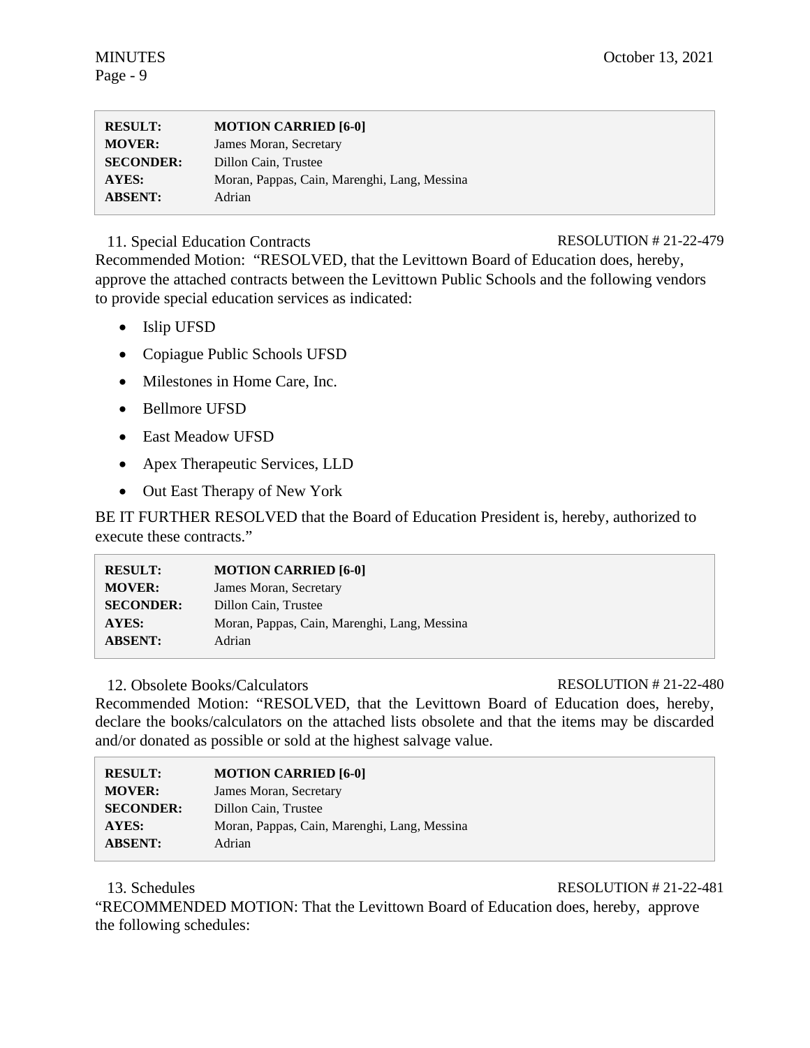| | |
|---|---|
| **RESULT:** | **MOTION CARRIED [6-0]** |
| **MOVER:** | James Moran, Secretary |
| **SECONDER:** | Dillon Cain, Trustee |
| **AYES:** | Moran, Pappas, Cain, Marenghi, Lang, Messina |
| **ABSENT:** | Adrian |

11. Special Education Contracts RESOLUTION # 21-22-479

Recommended Motion: "RESOLVED, that the Levittown Board of Education does, hereby, approve the attached contracts between the Levittown Public Schools and the following vendors to provide special education services as indicated:

- Islip UFSD
- Copiague Public Schools UFSD
- Milestones in Home Care, Inc.
- Bellmore UFSD
- East Meadow UFSD
- Apex Therapeutic Services, LLD
- Out East Therapy of New York

BE IT FURTHER RESOLVED that the Board of Education President is, hereby, authorized to execute these contracts."

| | |
|---|---|
| **RESULT:** | **MOTION CARRIED [6-0]** |
| **MOVER:** | James Moran, Secretary |
| **SECONDER:** | Dillon Cain, Trustee |
| **AYES:** | Moran, Pappas, Cain, Marenghi, Lang, Messina |
| **ABSENT:** | Adrian |

12. Obsolete Books/Calculators RESOLUTION # 21-22-480

Recommended Motion: "RESOLVED, that the Levittown Board of Education does, hereby, declare the books/calculators on the attached lists obsolete and that the items may be discarded and/or donated as possible or sold at the highest salvage value.

| | |
|---|---|
| **RESULT:** | **MOTION CARRIED [6-0]** |
| **MOVER:** | James Moran, Secretary |
| **SECONDER:** | Dillon Cain, Trustee |
| **AYES:** | Moran, Pappas, Cain, Marenghi, Lang, Messina |
| **ABSENT:** | Adrian |

13. Schedules RESOLUTION # 21-22-481

"RECOMMENDED MOTION: That the Levittown Board of Education does, hereby, approve the following schedules: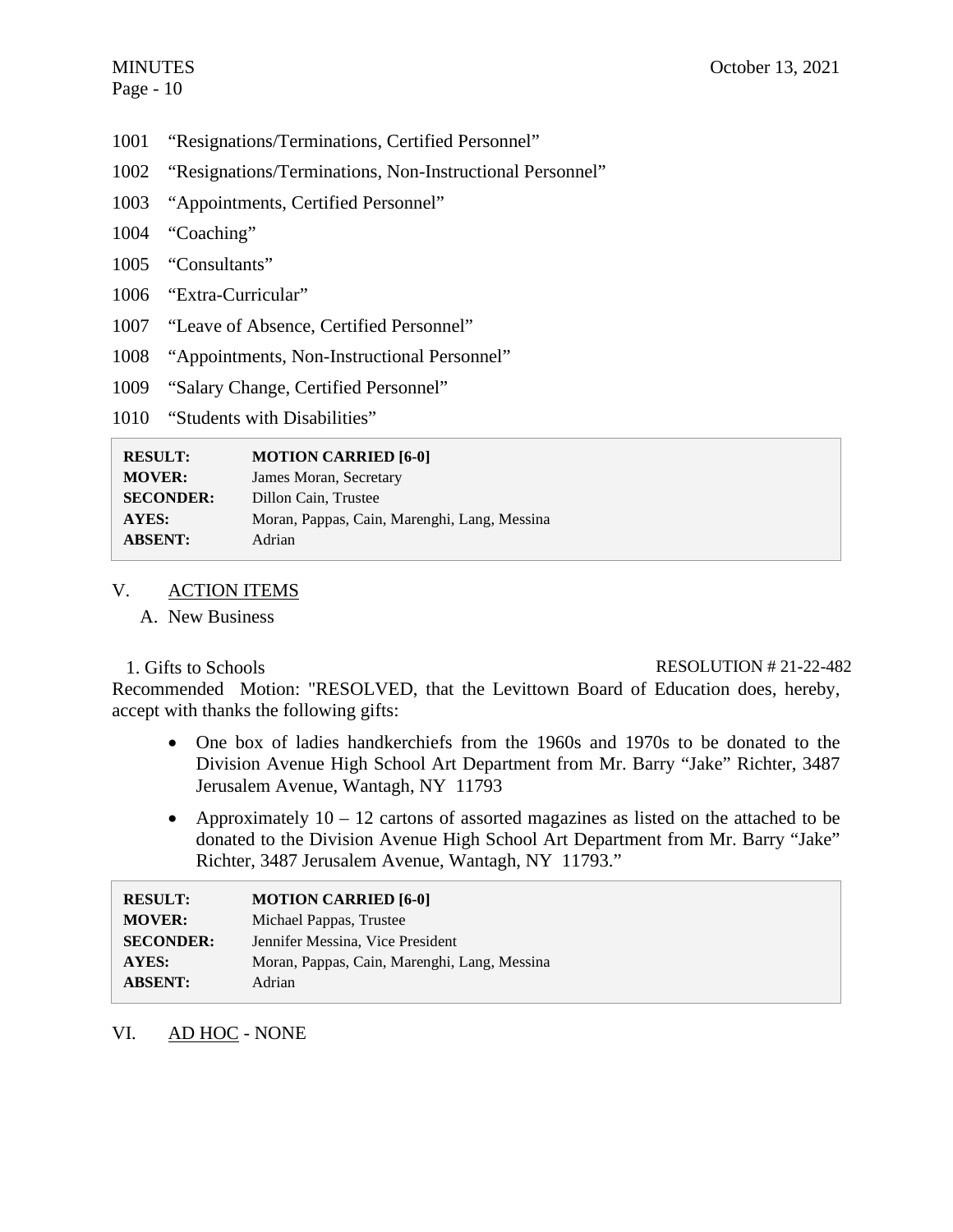1001 "Resignations/Terminations, Certified Personnel"

1002 "Resignations/Terminations, Non-Instructional Personnel"

1003 "Appointments, Certified Personnel"

1004 "Coaching"

1005 "Consultants"

1006 "Extra-Curricular"

1007 "Leave of Absence, Certified Personnel"

1008 "Appointments, Non-Instructional Personnel"

1009 "Salary Change, Certified Personnel"

1010 "Students with Disabilities"

| | |
|---|---|
| **RESULT:** | **MOTION CARRIED [6-0]** |
| **MOVER:** | James Moran, Secretary |
| **SECONDER:** | Dillon Cain, Trustee |
| **AYES:** | Moran, Pappas, Cain, Marenghi, Lang, Messina |
| **ABSENT:** | Adrian |

## V. ACTION ITEMS

### A. New Business

1. Gifts to Schools — RESOLUTION # 21-22-482

Recommended Motion: "RESOLVED, that the Levittown Board of Education does, hereby, accept with thanks the following gifts:

- One box of ladies handkerchiefs from the 1960s and 1970s to be donated to the Division Avenue High School Art Department from Mr. Barry "Jake" Richter, 3487 Jerusalem Avenue, Wantagh, NY 11793
- Approximately 10 – 12 cartons of assorted magazines as listed on the attached to be donated to the Division Avenue High School Art Department from Mr. Barry "Jake" Richter, 3487 Jerusalem Avenue, Wantagh, NY 11793."

| | |
|---|---|
| **RESULT:** | **MOTION CARRIED [6-0]** |
| **MOVER:** | Michael Pappas, Trustee |
| **SECONDER:** | Jennifer Messina, Vice President |
| **AYES:** | Moran, Pappas, Cain, Marenghi, Lang, Messina |
| **ABSENT:** | Adrian |

## VI. AD HOC - NONE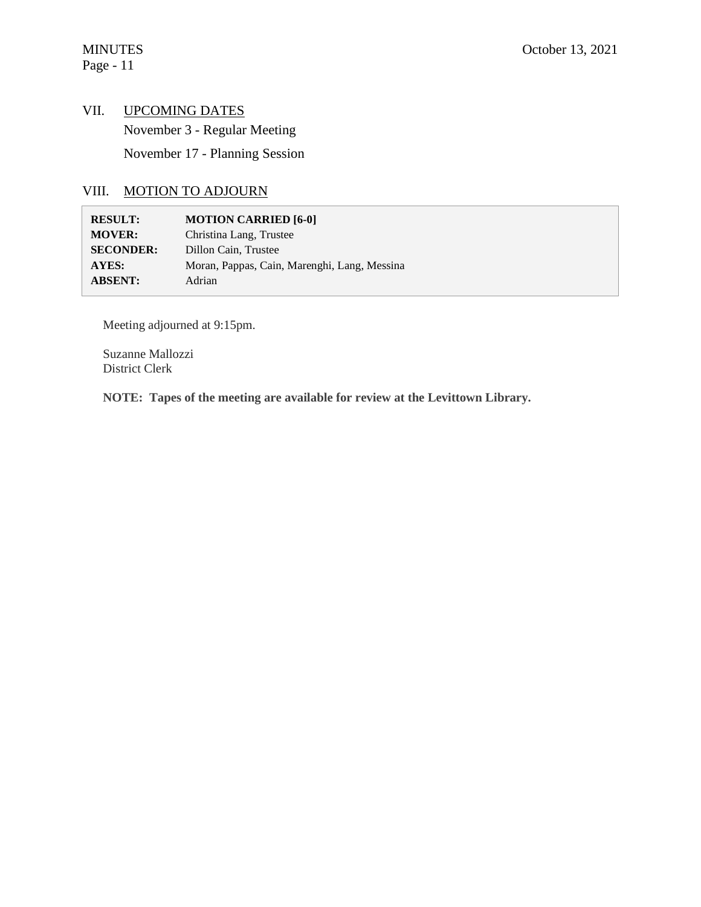## VII. UPCOMING DATES

November 3 - Regular Meeting

November 17 - Planning Session

## VIII. MOTION TO ADJOURN

| | |
|---|---|
| **RESULT:** | **MOTION CARRIED [6-0]** |
| **MOVER:** | Christina Lang, Trustee |
| **SECONDER:** | Dillon Cain, Trustee |
| **AYES:** | Moran, Pappas, Cain, Marenghi, Lang, Messina |
| **ABSENT:** | Adrian |

Meeting adjourned at 9:15pm.

Suzanne Mallozzi
District Clerk

**NOTE: Tapes of the meeting are available for review at the Levittown Library.**